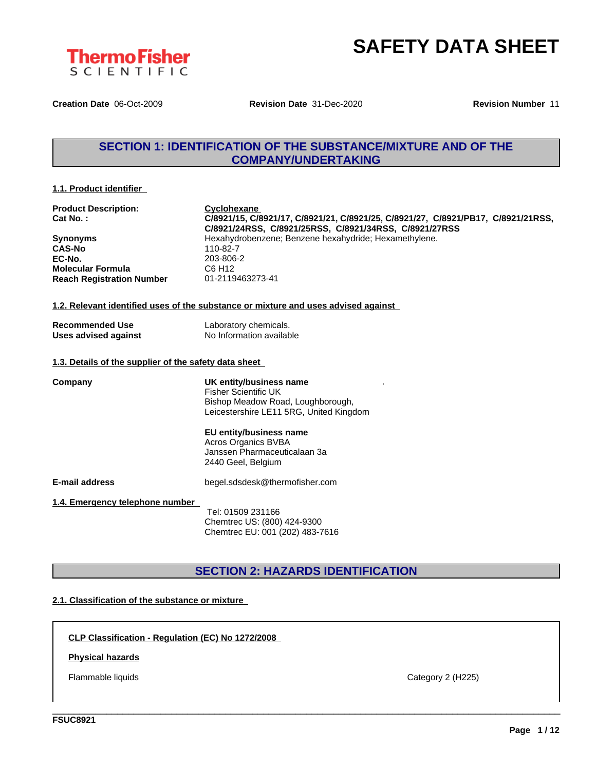# SAFETY DATA SHEET

**Creation Date** 06-Oct-2009 **Revision Date** 31-Dec-2020 **Revision Number** 11

## SECTION 1: IDENTIFICATION OF THE SUBSTANCE/MIXTURE AND OF THE COMPANY/UNDERTAKING

### 1.1. Product identifier

| | |
|---|---|
| **Product Description:** | **Cyclohexane** |
| **Cat No. :** | **C/8921/15, C/8921/17, C/8921/21, C/8921/25, C/8921/27, C/8921/PB17, C/8921/21RSS, C/8921/24RSS, C/8921/25RSS, C/8921/34RSS, C/8921/27RSS** |
| **Synonyms** | Hexahydrobenzene; Benzene hexahydride; Hexamethylene. |
| **CAS-No** | 110-82-7 |
| **EC-No.** | 203-806-2 |
| **Molecular Formula** | C6 H12 |
| **Reach Registration Number** | 01-2119463273-41 |

### 1.2. Relevant identified uses of the substance or mixture and uses advised against

| | |
|---|---|
| **Recommended Use** | Laboratory chemicals. |
| **Uses advised against** | No Information available |

### 1.3. Details of the supplier of the safety data sheet

**Company**

**UK entity/business name**
Fisher Scientific UK
Bishop Meadow Road, Loughborough,
Leicestershire LE11 5RG, United Kingdom

**EU entity/business name**
Acros Organics BVBA
Janssen Pharmaceuticalaan 3a
2440 Geel, Belgium

**E-mail address** begel.sdsdesk@thermofisher.com

### 1.4. Emergency telephone number

Tel: 01509 231166
Chemtrec US: (800) 424-9300
Chemtrec EU: 001 (202) 483-7616

## SECTION 2: HAZARDS IDENTIFICATION

### 2.1. Classification of the substance or mixture

**CLP Classification - Regulation (EC) No 1272/2008**

**Physical hazards**

| | |
|---|---|
| Flammable liquids | Category 2 (H225) |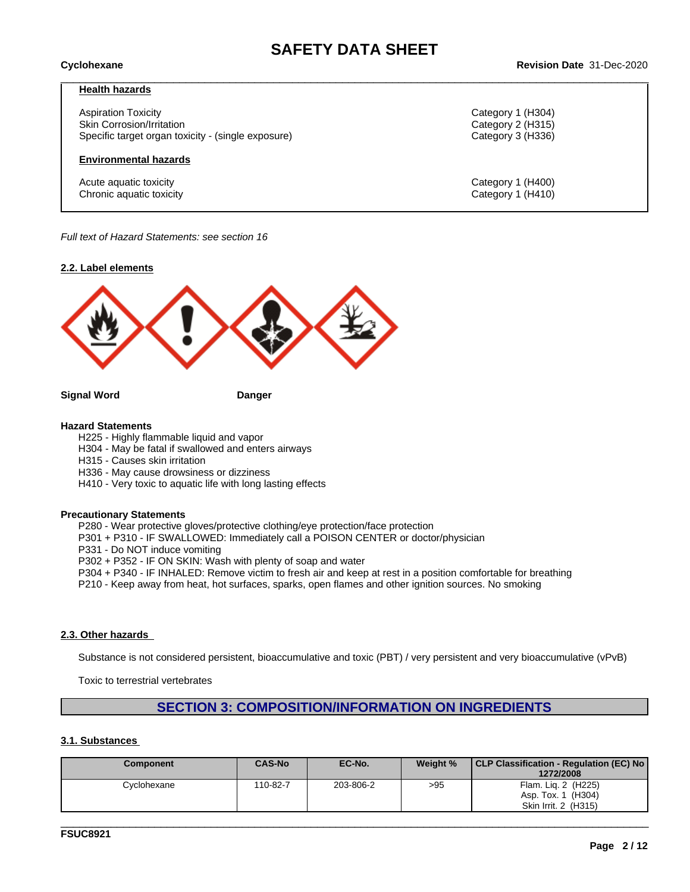**Health hazards**

| | |
|---|---|
| Aspiration Toxicity | Category 1 (H304) |
| Skin Corrosion/Irritation | Category 2 (H315) |
| Specific target organ toxicity - (single exposure) | Category 3 (H336) |

**Environmental hazards**

| | |
|---|---|
| Acute aquatic toxicity | Category 1 (H400) |
| Chronic aquatic toxicity | Category 1 (H410) |

*Full text of Hazard Statements: see section 16*

### 2.2. Label elements

**Signal Word** Danger

**Hazard Statements**

- H225 - Highly flammable liquid and vapor
- H304 - May be fatal if swallowed and enters airways
- H315 - Causes skin irritation
- H336 - May cause drowsiness or dizziness
- H410 - Very toxic to aquatic life with long lasting effects

**Precautionary Statements**

- P280 - Wear protective gloves/protective clothing/eye protection/face protection
- P301 + P310 - IF SWALLOWED: Immediately call a POISON CENTER or doctor/physician
- P331 - Do NOT induce vomiting
- P302 + P352 - IF ON SKIN: Wash with plenty of soap and water
- P304 + P340 - IF INHALED: Remove victim to fresh air and keep at rest in a position comfortable for breathing
- P210 - Keep away from heat, hot surfaces, sparks, open flames and other ignition sources. No smoking

### 2.3. Other hazards

Substance is not considered persistent, bioaccumulative and toxic (PBT) / very persistent and very bioaccumulative (vPvB)

Toxic to terrestrial vertebrates

## SECTION 3: COMPOSITION/INFORMATION ON INGREDIENTS

### 3.1. Substances

| Component | CAS-No | EC-No. | Weight % | CLP Classification - Regulation (EC) No 1272/2008 |
|---|---|---|---|---|
| Cyclohexane | 110-82-7 | 203-806-2 | >95 | Flam. Liq. 2 (H225)<br>Asp. Tox. 1 (H304)<br>Skin Irrit. 2 (H315) |

FSUC8921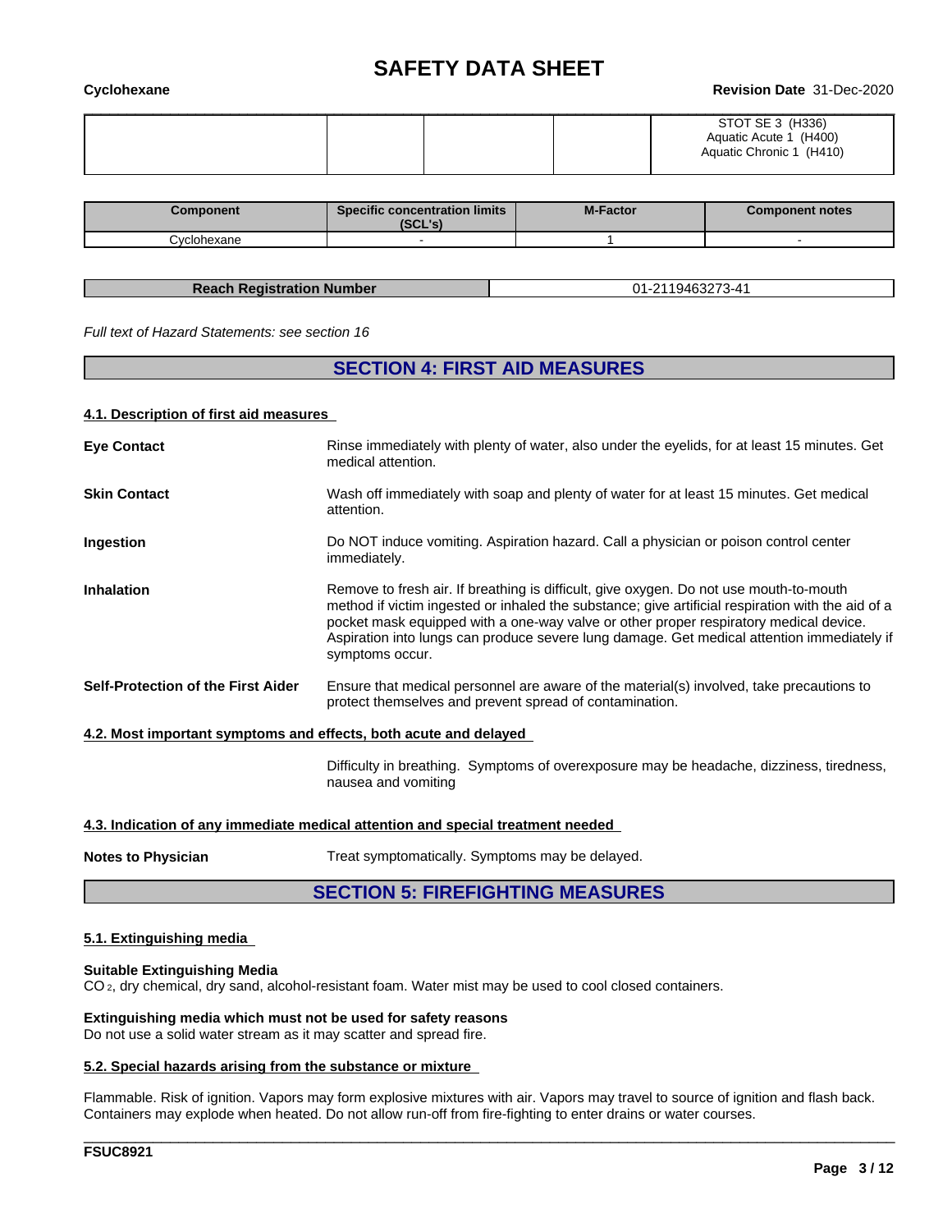| | | | | |
|---|---|---|---|---|
| | | | | STOT SE 3 (H336)<br>Aquatic Acute 1 (H400)<br>Aquatic Chronic 1 (H410) |

| Component | Specific concentration limits (SCL's) | M-Factor | Component notes |
|---|---|---|---|
| Cyclohexane | - | 1 | - |

| Reach Registration Number | 01-2119463273-41 |
|---|---|

*Full text of Hazard Statements: see section 16*

## SECTION 4: FIRST AID MEASURES

### 4.1. Description of first aid measures

**Eye Contact**
Rinse immediately with plenty of water, also under the eyelids, for at least 15 minutes. Get medical attention.

**Skin Contact**
Wash off immediately with soap and plenty of water for at least 15 minutes. Get medical attention.

**Ingestion**
Do NOT induce vomiting. Aspiration hazard. Call a physician or poison control center immediately.

**Inhalation**
Remove to fresh air. If breathing is difficult, give oxygen. Do not use mouth-to-mouth method if victim ingested or inhaled the substance; give artificial respiration with the aid of a pocket mask equipped with a one-way valve or other proper respiratory medical device. Aspiration into lungs can produce severe lung damage. Get medical attention immediately if symptoms occur.

**Self-Protection of the First Aider**
Ensure that medical personnel are aware of the material(s) involved, take precautions to protect themselves and prevent spread of contamination.

### 4.2. Most important symptoms and effects, both acute and delayed

Difficulty in breathing. Symptoms of overexposure may be headache, dizziness, tiredness, nausea and vomiting

### 4.3. Indication of any immediate medical attention and special treatment needed

**Notes to Physician**
Treat symptomatically. Symptoms may be delayed.

## SECTION 5: FIREFIGHTING MEASURES

### 5.1. Extinguishing media

**Suitable Extinguishing Media**
$CO_2$, dry chemical, dry sand, alcohol-resistant foam. Water mist may be used to cool closed containers.

**Extinguishing media which must not be used for safety reasons**
Do not use a solid water stream as it may scatter and spread fire.

### 5.2. Special hazards arising from the substance or mixture

Flammable. Risk of ignition. Vapors may form explosive mixtures with air. Vapors may travel to source of ignition and flash back. Containers may explode when heated. Do not allow run-off from fire-fighting to enter drains or water courses.

FSUC8921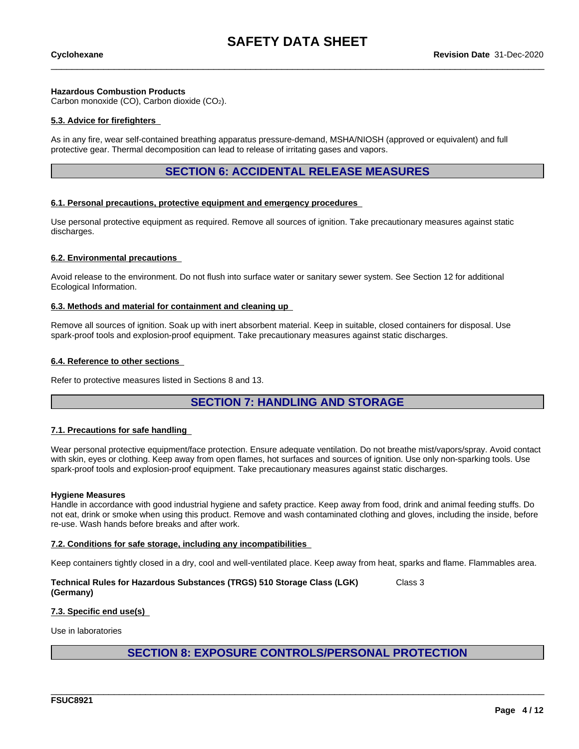**Hazardous Combustion Products**
Carbon monoxide (CO), Carbon dioxide ($CO_2$).

**5.3. Advice for firefighters**

As in any fire, wear self-contained breathing apparatus pressure-demand, MSHA/NIOSH (approved or equivalent) and full protective gear. Thermal decomposition can lead to release of irritating gases and vapors.

## SECTION 6: ACCIDENTAL RELEASE MEASURES

**6.1. Personal precautions, protective equipment and emergency procedures**

Use personal protective equipment as required. Remove all sources of ignition. Take precautionary measures against static discharges.

**6.2. Environmental precautions**

Avoid release to the environment. Do not flush into surface water or sanitary sewer system. See Section 12 for additional Ecological Information.

**6.3. Methods and material for containment and cleaning up**

Remove all sources of ignition. Soak up with inert absorbent material. Keep in suitable, closed containers for disposal. Use spark-proof tools and explosion-proof equipment. Take precautionary measures against static discharges.

**6.4. Reference to other sections**

Refer to protective measures listed in Sections 8 and 13.

## SECTION 7: HANDLING AND STORAGE

**7.1. Precautions for safe handling**

Wear personal protective equipment/face protection. Ensure adequate ventilation. Do not breathe mist/vapors/spray. Avoid contact with skin, eyes or clothing. Keep away from open flames, hot surfaces and sources of ignition. Use only non-sparking tools. Use spark-proof tools and explosion-proof equipment. Take precautionary measures against static discharges.

**Hygiene Measures**
Handle in accordance with good industrial hygiene and safety practice. Keep away from food, drink and animal feeding stuffs. Do not eat, drink or smoke when using this product. Remove and wash contaminated clothing and gloves, including the inside, before re-use. Wash hands before breaks and after work.

**7.2. Conditions for safe storage, including any incompatibilities**

Keep containers tightly closed in a dry, cool and well-ventilated place. Keep away from heat, sparks and flame. Flammables area.

**Technical Rules for Hazardous Substances (TRGS) 510 Storage Class (LGK) (Germany)** Class 3

**7.3. Specific end use(s)**

Use in laboratories

## SECTION 8: EXPOSURE CONTROLS/PERSONAL PROTECTION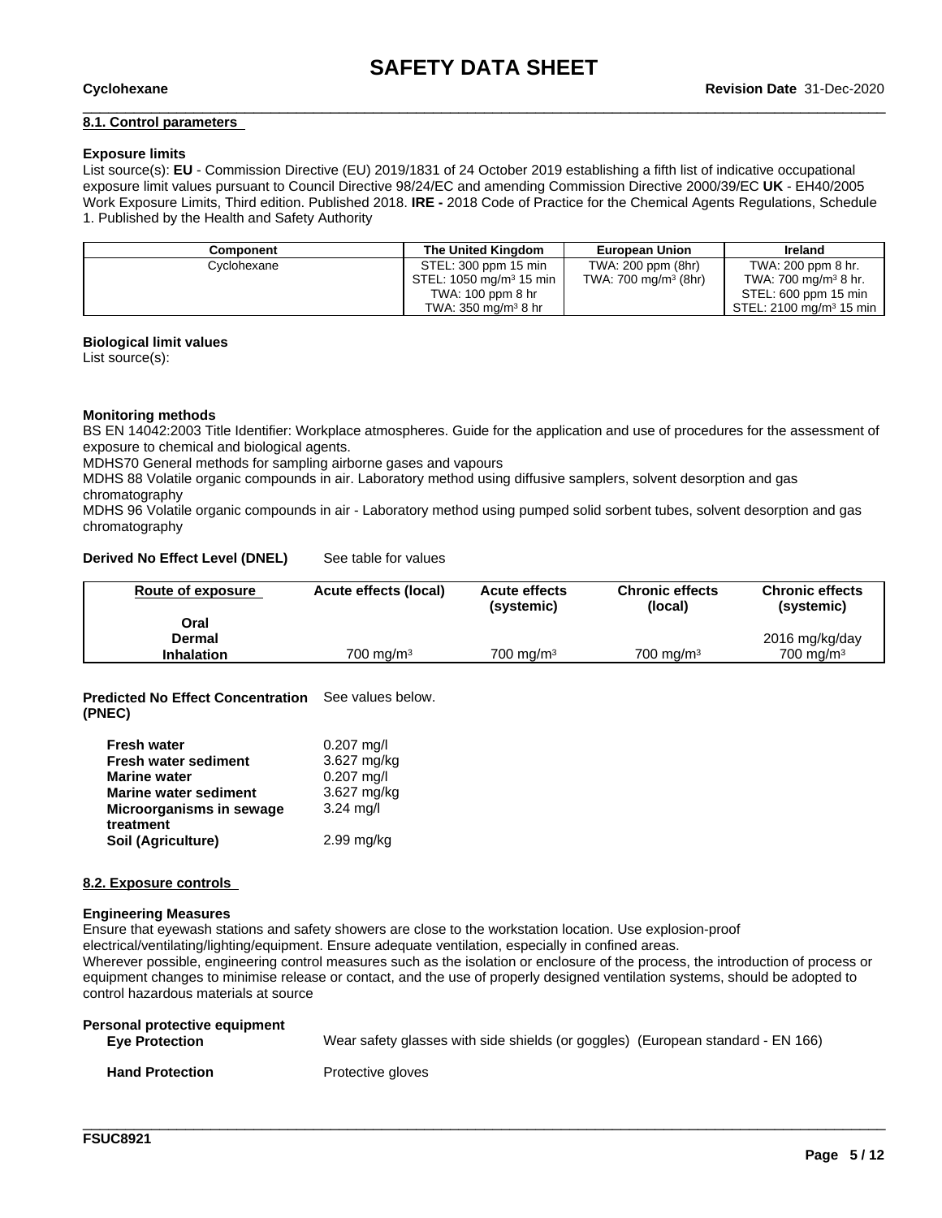### 8.1. Control parameters

**Exposure limits**

List source(s): **EU** - Commission Directive (EU) 2019/1831 of 24 October 2019 establishing a fifth list of indicative occupational exposure limit values pursuant to Council Directive 98/24/EC and amending Commission Directive 2000/39/EC **UK** - EH40/2005 Work Exposure Limits, Third edition. Published 2018. **IRE -** 2018 Code of Practice for the Chemical Agents Regulations, Schedule 1. Published by the Health and Safety Authority

| Component | The United Kingdom | European Union | Ireland |
|---|---|---|---|
| Cyclohexane | STEL: 300 ppm 15 min<br>STEL: 1050 mg/m³ 15 min<br>TWA: 100 ppm 8 hr<br>TWA: 350 mg/m³ 8 hr | TWA: 200 ppm (8hr)<br>TWA: 700 mg/m³ (8hr) | TWA: 200 ppm 8 hr.<br>TWA: 700 mg/m³ 8 hr.<br>STEL: 600 ppm 15 min<br>STEL: 2100 mg/m³ 15 min |

**Biological limit values**

List source(s):

**Monitoring methods**

BS EN 14042:2003 Title Identifier: Workplace atmospheres. Guide for the application and use of procedures for the assessment of exposure to chemical and biological agents.

MDHS70 General methods for sampling airborne gases and vapours

MDHS 88 Volatile organic compounds in air. Laboratory method using diffusive samplers, solvent desorption and gas chromatography

MDHS 96 Volatile organic compounds in air - Laboratory method using pumped solid sorbent tubes, solvent desorption and gas chromatography

**Derived No Effect Level (DNEL)** See table for values

| Route of exposure | Acute effects (local) | Acute effects (systemic) | Chronic effects (local) | Chronic effects (systemic) |
|---|---|---|---|---|
| **Oral** | | | | |
| **Dermal** | | | | 2016 mg/kg/day |
| **Inhalation** | 700 mg/m³ | 700 mg/m³ | 700 mg/m³ | 700 mg/m³ |

**Predicted No Effect Concentration (PNEC)** See values below.

| | |
|---|---|
| **Fresh water** | 0.207 mg/l |
| **Fresh water sediment** | 3.627 mg/kg |
| **Marine water** | 0.207 mg/l |
| **Marine water sediment** | 3.627 mg/kg |
| **Microorganisms in sewage treatment** | 3.24 mg/l |
| **Soil (Agriculture)** | 2.99 mg/kg |

### 8.2. Exposure controls

**Engineering Measures**

Ensure that eyewash stations and safety showers are close to the workstation location. Use explosion-proof electrical/ventilating/lighting/equipment. Ensure adequate ventilation, especially in confined areas.
Wherever possible, engineering control measures such as the isolation or enclosure of the process, the introduction of process or equipment changes to minimise release or contact, and the use of properly designed ventilation systems, should be adopted to control hazardous materials at source

**Personal protective equipment**

| | |
|---|---|
| **Eye Protection** | Wear safety glasses with side shields (or goggles) (European standard - EN 166) |
| **Hand Protection** | Protective gloves |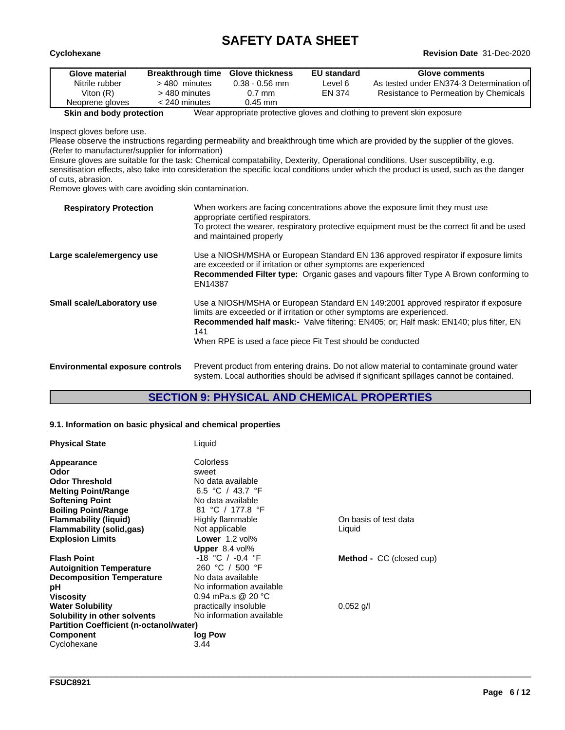| Glove material | Breakthrough time | Glove thickness | EU standard | Glove comments |
|---|---|---|---|---|
| Nitrile rubber | > 480 minutes | 0.38 - 0.56 mm | Level 6 | As tested under EN374-3 Determination of |
| Viton (R) | > 480 minutes | 0.7 mm | EN 374 | Resistance to Permeation by Chemicals |
| Neoprene gloves | < 240 minutes | 0.45 mm | | |

**Skin and body protection** Wear appropriate protective gloves and clothing to prevent skin exposure

Inspect gloves before use.
Please observe the instructions regarding permeability and breakthrough time which are provided by the supplier of the gloves. (Refer to manufacturer/supplier for information)
Ensure gloves are suitable for the task: Chemical compatability, Dexterity, Operational conditions, User susceptibility, e.g. sensitisation effects, also take into consideration the specific local conditions under which the product is used, such as the danger of cuts, abrasion.
Remove gloves with care avoiding skin contamination.

**Respiratory Protection** When workers are facing concentrations above the exposure limit they must use appropriate certified respirators.
To protect the wearer, respiratory protective equipment must be the correct fit and be used and maintained properly

**Large scale/emergency use** Use a NIOSH/MSHA or European Standard EN 136 approved respirator if exposure limits are exceeded or if irritation or other symptoms are experienced
**Recommended Filter type:** Organic gases and vapours filter Type A Brown conforming to EN14387

**Small scale/Laboratory use** Use a NIOSH/MSHA or European Standard EN 149:2001 approved respirator if exposure limits are exceeded or if irritation or other symptoms are experienced.
**Recommended half mask:-** Valve filtering: EN405; or; Half mask: EN140; plus filter, EN 141
When RPE is used a face piece Fit Test should be conducted

**Environmental exposure controls** Prevent product from entering drains. Do not allow material to contaminate ground water system. Local authorities should be advised if significant spillages cannot be contained.

## SECTION 9: PHYSICAL AND CHEMICAL PROPERTIES

### 9.1. Information on basic physical and chemical properties

| | | |
|---|---|---|
| **Physical State** | Liquid | |
| **Appearance** | Colorless | |
| **Odor** | sweet | |
| **Odor Threshold** | No data available | |
| **Melting Point/Range** | 6.5 °C / 43.7 °F | |
| **Softening Point** | No data available | |
| **Boiling Point/Range** | 81 °C / 177.8 °F | |
| **Flammability (liquid)** | Highly flammable | On basis of test data |
| **Flammability (solid,gas)** | Not applicable | Liquid |
| **Explosion Limits** | **Lower** 1.2 vol% <br> **Upper** 8.4 vol% | |
| **Flash Point** | -18 °C / -0.4 °F | **Method -** CC (closed cup) |
| **Autoignition Temperature** | 260 °C / 500 °F | |
| **Decomposition Temperature** | No data available | |
| **pH** | No information available | |
| **Viscosity** | 0.94 mPa.s @ 20 °C | |
| **Water Solubility** | practically insoluble | 0.052 g/l |
| **Solubility in other solvents** | No information available | |

**Partition Coefficient (n-octanol/water)**

| Component | log Pow |
|---|---|
| Cyclohexane | 3.44 |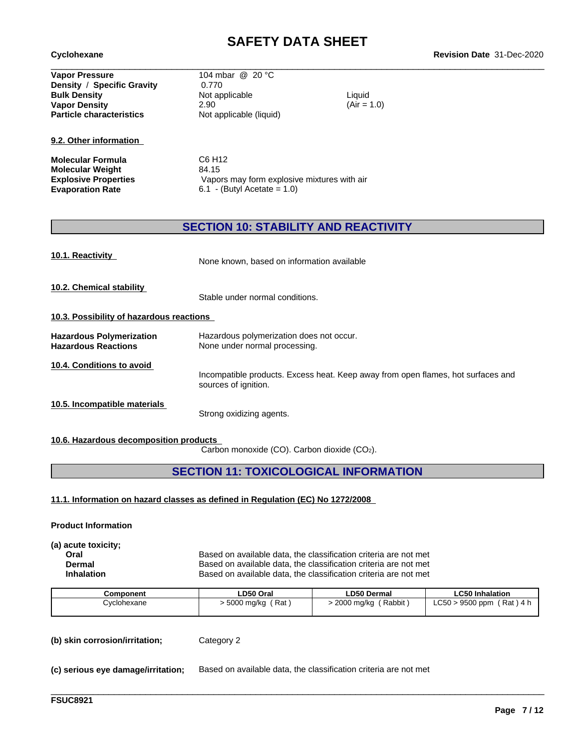| | | |
|---|---|---|
| **Vapor Pressure** | 104 mbar @ 20 °C | |
| **Density / Specific Gravity** | 0.770 | |
| **Bulk Density** | Not applicable | Liquid |
| **Vapor Density** | 2.90 | (Air = 1.0) |
| **Particle characteristics** | Not applicable (liquid) | |

### 9.2. Other information

| | |
|---|---|
| **Molecular Formula** | C6 H12 |
| **Molecular Weight** | 84.15 |
| **Explosive Properties** | Vapors may form explosive mixtures with air |
| **Evaporation Rate** | 6.1 - (Butyl Acetate = 1.0) |

## SECTION 10: STABILITY AND REACTIVITY

### 10.1. Reactivity

None known, based on information available

### 10.2. Chemical stability

Stable under normal conditions.

### 10.3. Possibility of hazardous reactions

**Hazardous Polymerization** Hazardous polymerization does not occur.
**Hazardous Reactions** None under normal processing.

### 10.4. Conditions to avoid

Incompatible products. Excess heat. Keep away from open flames, hot surfaces and sources of ignition.

### 10.5. Incompatible materials

Strong oxidizing agents.

### 10.6. Hazardous decomposition products

Carbon monoxide (CO). Carbon dioxide ($CO_2$).

## SECTION 11: TOXICOLOGICAL INFORMATION

### 11.1. Information on hazard classes as defined in Regulation (EC) No 1272/2008

**Product Information**

**(a) acute toxicity;**

| | |
|---|---|
| **Oral** | Based on available data, the classification criteria are not met |
| **Dermal** | Based on available data, the classification criteria are not met |
| **Inhalation** | Based on available data, the classification criteria are not met |

| Component | LD50 Oral | LD50 Dermal | LC50 Inhalation |
|---|---|---|---|
| Cyclohexane | > 5000 mg/kg ( Rat ) | > 2000 mg/kg ( Rabbit ) | LC50 > 9500 ppm ( Rat ) 4 h |

**(b) skin corrosion/irritation;** Category 2

**(c) serious eye damage/irritation;** Based on available data, the classification criteria are not met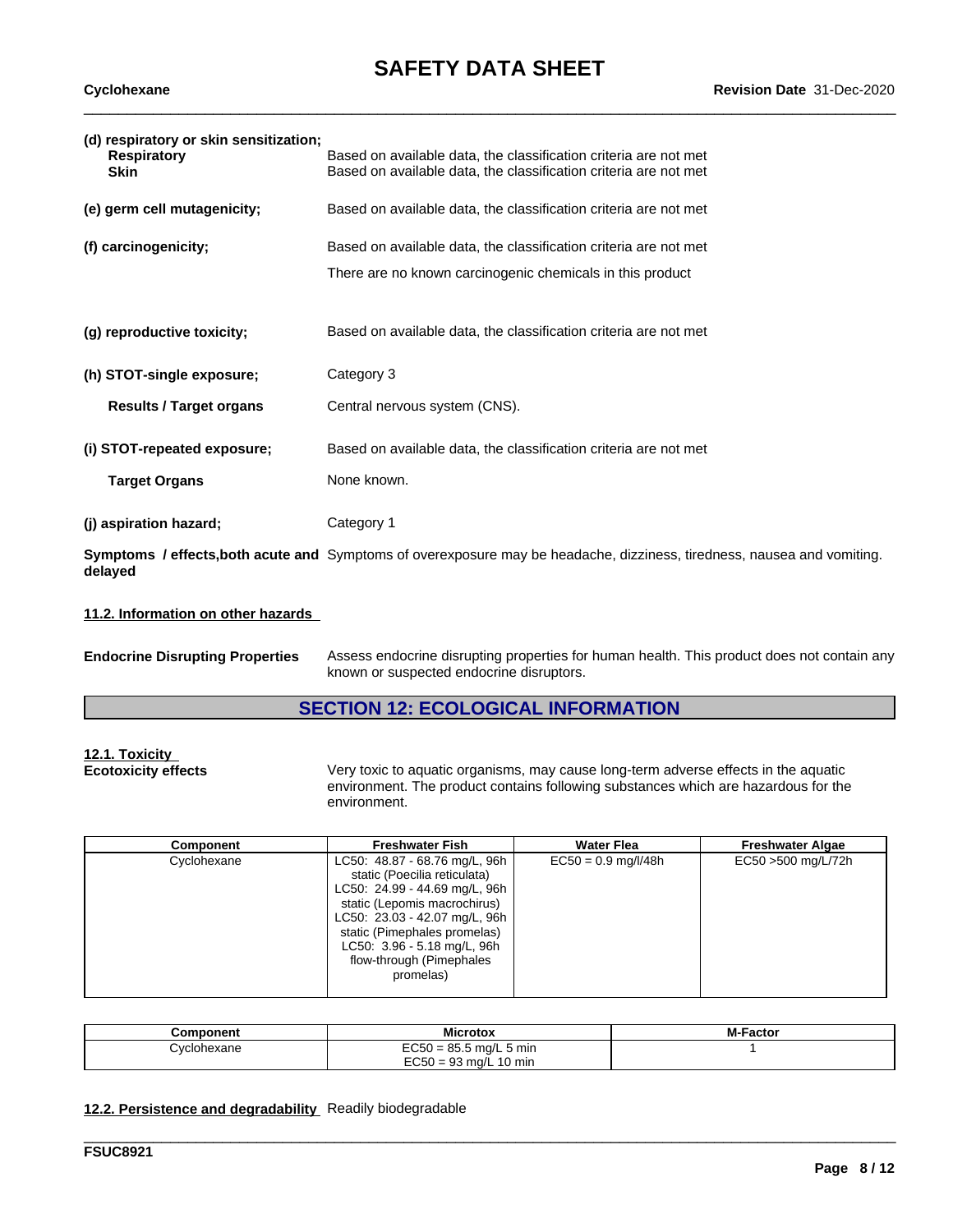**(d) respiratory or skin sensitization;**

**Respiratory** Based on available data, the classification criteria are not met

**Skin** Based on available data, the classification criteria are not met

**(e) germ cell mutagenicity;** Based on available data, the classification criteria are not met

**(f) carcinogenicity;** Based on available data, the classification criteria are not met

There are no known carcinogenic chemicals in this product

**(g) reproductive toxicity;** Based on available data, the classification criteria are not met

**(h) STOT-single exposure;** Category 3

**Results / Target organs** Central nervous system (CNS).

**(i) STOT-repeated exposure;** Based on available data, the classification criteria are not met

**Target Organs** None known.

**(j) aspiration hazard;** Category 1

**Symptoms / effects,both acute and delayed** Symptoms of overexposure may be headache, dizziness, tiredness, nausea and vomiting.

### 11.2. Information on other hazards

**Endocrine Disrupting Properties** Assess endocrine disrupting properties for human health. This product does not contain any known or suspected endocrine disruptors.

## SECTION 12: ECOLOGICAL INFORMATION

### 12.1. Toxicity

**Ecotoxicity effects** Very toxic to aquatic organisms, may cause long-term adverse effects in the aquatic environment. The product contains following substances which are hazardous for the environment.

| Component | Freshwater Fish | Water Flea | Freshwater Algae |
|---|---|---|---|
| Cyclohexane | LC50: 48.87 - 68.76 mg/L, 96h static (Poecilia reticulata) LC50: 24.99 - 44.69 mg/L, 96h static (Lepomis macrochirus) LC50: 23.03 - 42.07 mg/L, 96h static (Pimephales promelas) LC50: 3.96 - 5.18 mg/L, 96h flow-through (Pimephales promelas) | EC50 = 0.9 mg/l/48h | EC50 >500 mg/L/72h |

| Component | Microtox | M-Factor |
|---|---|---|
| Cyclohexane | EC50 = 85.5 mg/L 5 min EC50 = 93 mg/L 10 min | 1 |

### 12.2. Persistence and degradability

Readily biodegradable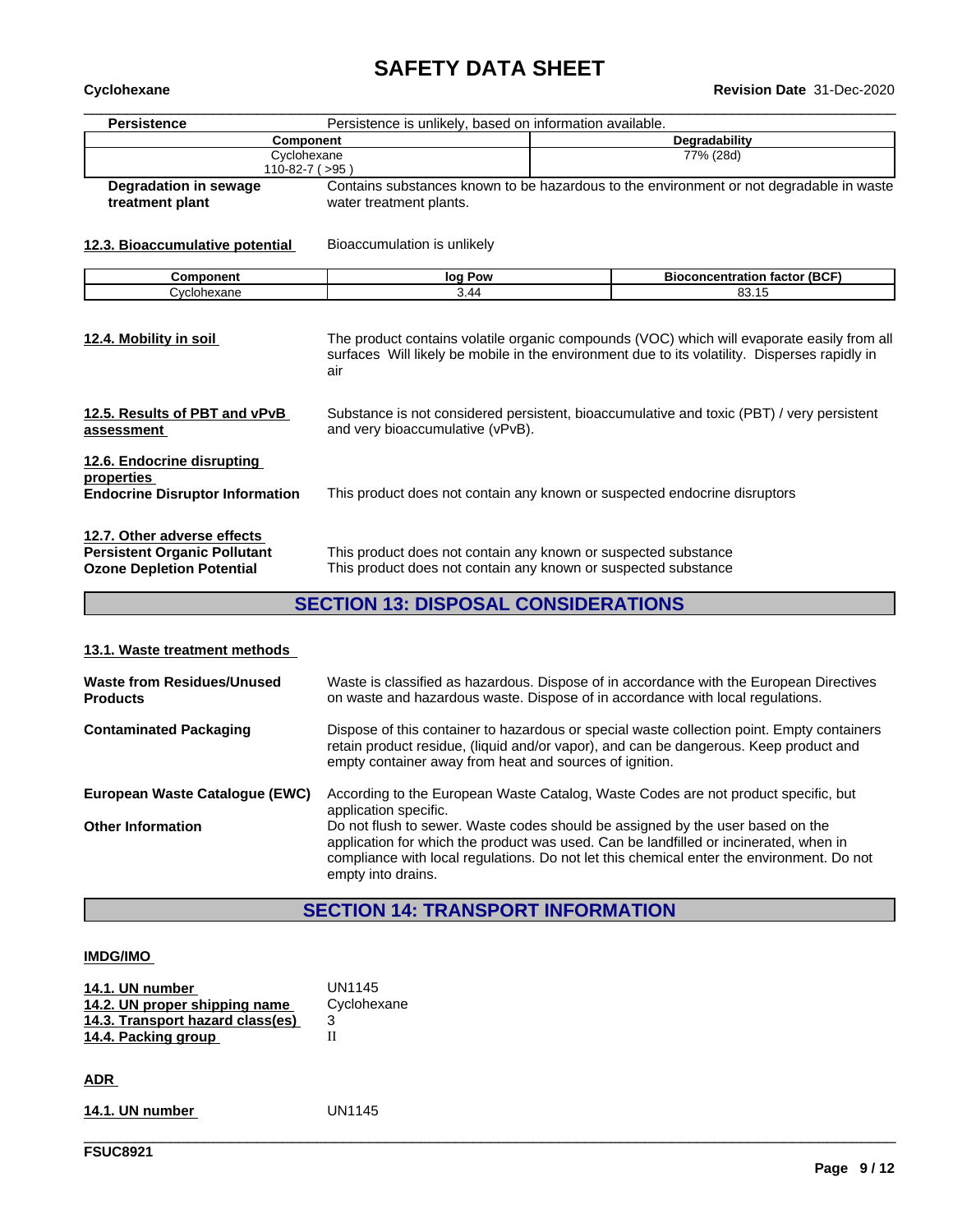**Persistence** Persistence is unlikely, based on information available.

| Component | Degradability |
|---|---|
| Cyclohexane 110-82-7 ( >95 ) | 77% (28d) |

**Degradation in sewage treatment plant** Contains substances known to be hazardous to the environment or not degradable in waste water treatment plants.

**12.3. Bioaccumulative potential** Bioaccumulation is unlikely

| Component | log Pow | Bioconcentration factor (BCF) |
|---|---|---|
| Cyclohexane | 3.44 | 83.15 |

**12.4. Mobility in soil** The product contains volatile organic compounds (VOC) which will evaporate easily from all surfaces Will likely be mobile in the environment due to its volatility. Disperses rapidly in air

**12.5. Results of PBT and vPvB assessment** Substance is not considered persistent, bioaccumulative and toxic (PBT) / very persistent and very bioaccumulative (vPvB).

**12.6. Endocrine disrupting properties**

**Endocrine Disruptor Information** This product does not contain any known or suspected endocrine disruptors

**12.7. Other adverse effects**

**Persistent Organic Pollutant** This product does not contain any known or suspected substance

**Ozone Depletion Potential** This product does not contain any known or suspected substance

## SECTION 13: DISPOSAL CONSIDERATIONS

**13.1. Waste treatment methods**

**Waste from Residues/Unused Products** Waste is classified as hazardous. Dispose of in accordance with the European Directives on waste and hazardous waste. Dispose of in accordance with local regulations.

**Contaminated Packaging** Dispose of this container to hazardous or special waste collection point. Empty containers retain product residue, (liquid and/or vapor), and can be dangerous. Keep product and empty container away from heat and sources of ignition.

**European Waste Catalogue (EWC)** According to the European Waste Catalog, Waste Codes are not product specific, but application specific.

**Other Information** Do not flush to sewer. Waste codes should be assigned by the user based on the application for which the product was used. Can be landfilled or incinerated, when in compliance with local regulations. Do not let this chemical enter the environment. Do not empty into drains.

## SECTION 14: TRANSPORT INFORMATION

**IMDG/IMO**

**14.1. UN number** UN1145
**14.2. UN proper shipping name** Cyclohexane
**14.3. Transport hazard class(es)** 3
**14.4. Packing group** II

**ADR**

**14.1. UN number** UN1145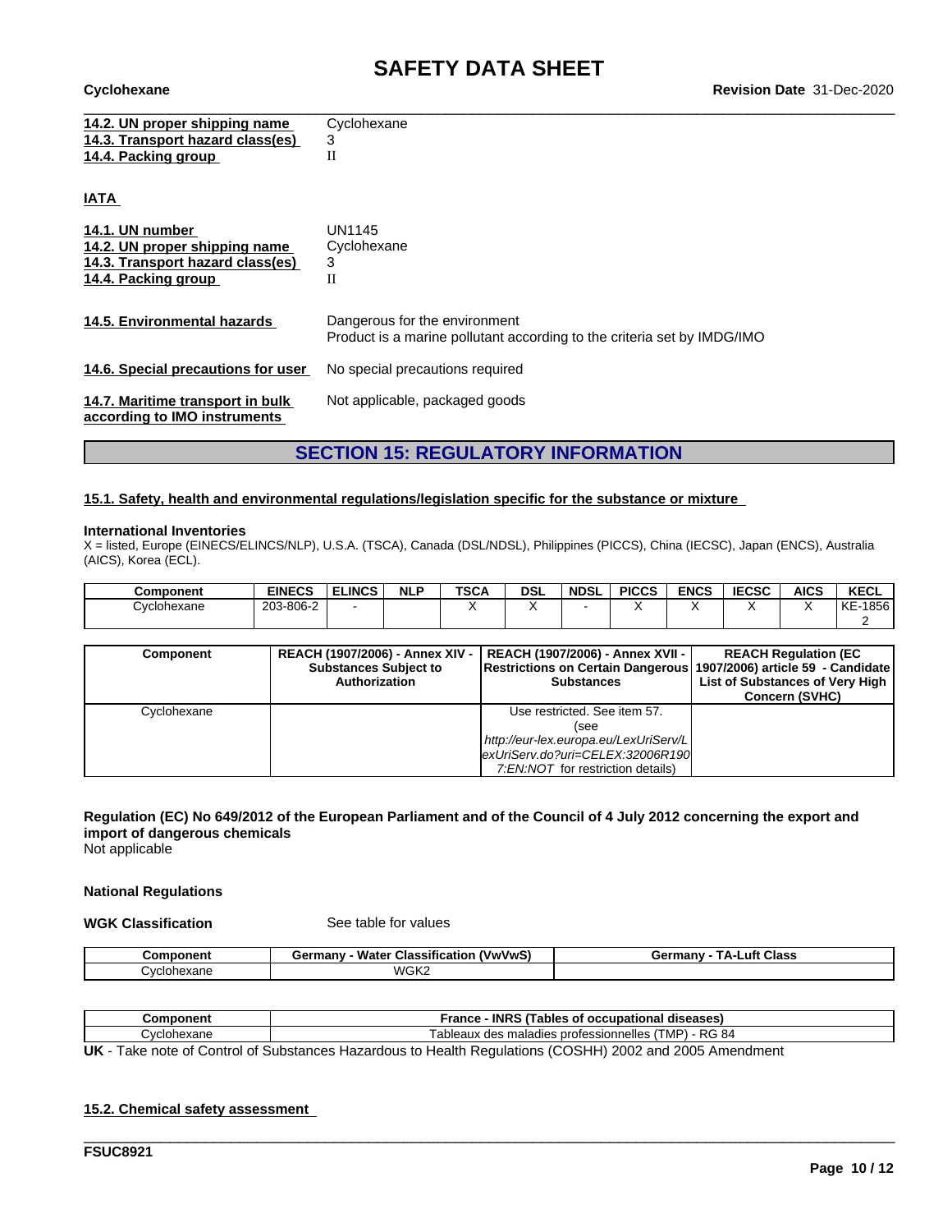| | |
|---|---|
| **14.2. UN proper shipping name** | Cyclohexane |
| **14.3. Transport hazard class(es)** | 3 |
| **14.4. Packing group** | II |

**IATA**

| | |
|---|---|
| **14.1. UN number** | UN1145 |
| **14.2. UN proper shipping name** | Cyclohexane |
| **14.3. Transport hazard class(es)** | 3 |
| **14.4. Packing group** | II |

| | |
|---|---|
| **14.5. Environmental hazards** | Dangerous for the environment<br>Product is a marine pollutant according to the criteria set by IMDG/IMO |
| **14.6. Special precautions for user** | No special precautions required |
| **14.7. Maritime transport in bulk according to IMO instruments** | Not applicable, packaged goods |

## SECTION 15: REGULATORY INFORMATION

### 15.1. Safety, health and environmental regulations/legislation specific for the substance or mixture

**International Inventories**

X = listed, Europe (EINECS/ELINCS/NLP), U.S.A. (TSCA), Canada (DSL/NDSL), Philippines (PICCS), China (IECSC), Japan (ENCS), Australia (AICS), Korea (ECL).

| Component | EINECS | ELINCS | NLP | TSCA | DSL | NDSL | PICCS | ENCS | IECSC | AICS | KECL |
|---|---|---|---|---|---|---|---|---|---|---|---|
| Cyclohexane | 203-806-2 | - | | X | X | - | X | X | X | X | KE-18562 |

| Component | REACH (1907/2006) - Annex XIV - Substances Subject to Authorization | REACH (1907/2006) - Annex XVII - Restrictions on Certain Dangerous Substances | REACH Regulation (EC 1907/2006) article 59 - Candidate List of Substances of Very High Concern (SVHC) |
|---|---|---|---|
| Cyclohexane | | Use restricted. See item 57. (see *http://eur-lex.europa.eu/LexUriServ/LexUriServ.do?uri=CELEX:32006R1907:EN:NOT* for restriction details) | |

**Regulation (EC) No 649/2012 of the European Parliament and of the Council of 4 July 2012 concerning the export and import of dangerous chemicals**

Not applicable

**National Regulations**

**WGK Classification** See table for values

| Component | Germany - Water Classification (VwVwS) | Germany - TA-Luft Class |
|---|---|---|
| Cyclohexane | WGK2 | |

| Component | France - INRS (Tables of occupational diseases) |
|---|---|
| Cyclohexane | Tableaux des maladies professionnelles (TMP) - RG 84 |

**UK** - Take note of Control of Substances Hazardous to Health Regulations (COSHH) 2002 and 2005 Amendment

### 15.2. Chemical safety assessment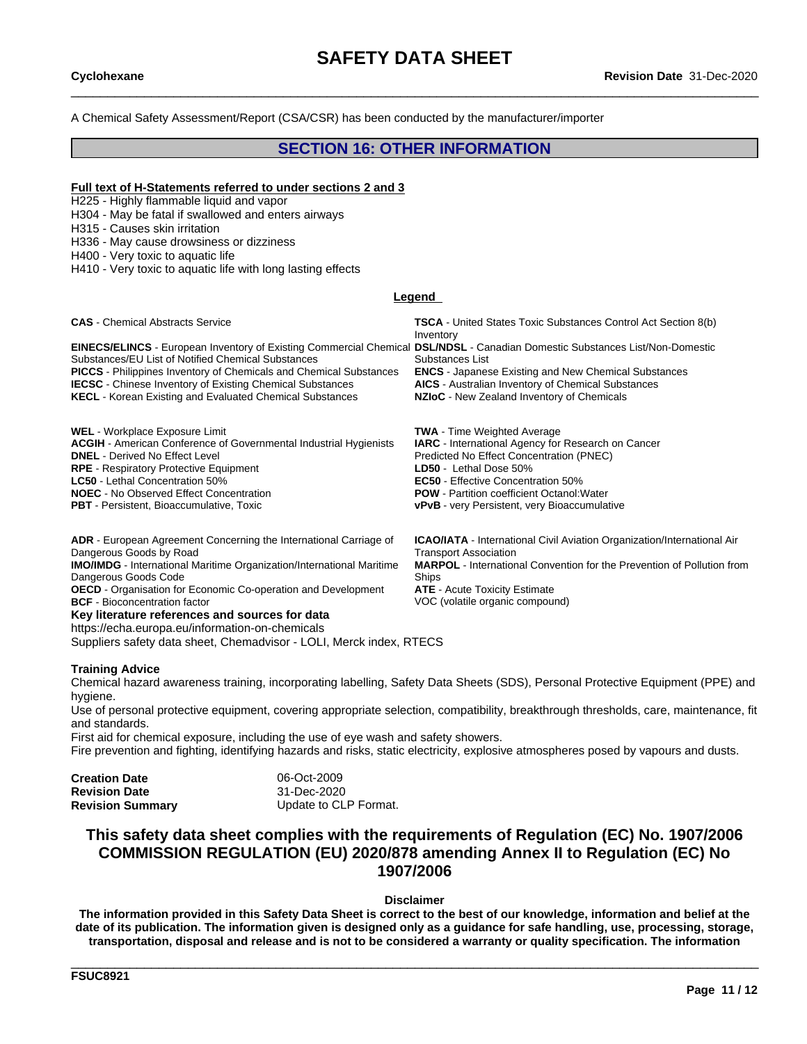A Chemical Safety Assessment/Report (CSA/CSR) has been conducted by the manufacturer/importer

## SECTION 16: OTHER INFORMATION

**Full text of H-Statements referred to under sections 2 and 3**

H225 - Highly flammable liquid and vapor
H304 - May be fatal if swallowed and enters airways
H315 - Causes skin irritation
H336 - May cause drowsiness or dizziness
H400 - Very toxic to aquatic life
H410 - Very toxic to aquatic life with long lasting effects

**Legend**

**CAS** - Chemical Abstracts Service
**TSCA** - United States Toxic Substances Control Act Section 8(b) Inventory
**EINECS/ELINCS** - European Inventory of Existing Commercial Chemical Substances/EU List of Notified Chemical Substances
**DSL/NDSL** - Canadian Domestic Substances List/Non-Domestic Substances List
**PICCS** - Philippines Inventory of Chemicals and Chemical Substances
**ENCS** - Japanese Existing and New Chemical Substances
**IECSC** - Chinese Inventory of Existing Chemical Substances
**AICS** - Australian Inventory of Chemical Substances
**KECL** - Korean Existing and Evaluated Chemical Substances
**NZIoC** - New Zealand Inventory of Chemicals

**WEL** - Workplace Exposure Limit
**TWA** - Time Weighted Average
**ACGIH** - American Conference of Governmental Industrial Hygienists
**IARC** - International Agency for Research on Cancer
**DNEL** - Derived No Effect Level
Predicted No Effect Concentration (PNEC)
**RPE** - Respiratory Protective Equipment
**LD50** - Lethal Dose 50%
**LC50** - Lethal Concentration 50%
**EC50** - Effective Concentration 50%
**NOEC** - No Observed Effect Concentration
**POW** - Partition coefficient Octanol:Water
**PBT** - Persistent, Bioaccumulative, Toxic
**vPvB** - very Persistent, very Bioaccumulative

**ADR** - European Agreement Concerning the International Carriage of Dangerous Goods by Road
**ICAO/IATA** - International Civil Aviation Organization/International Air Transport Association
**IMO/IMDG** - International Maritime Organization/International Maritime Dangerous Goods Code
**MARPOL** - International Convention for the Prevention of Pollution from Ships
**OECD** - Organisation for Economic Co-operation and Development
**ATE** - Acute Toxicity Estimate
**BCF** - Bioconcentration factor
VOC (volatile organic compound)

**Key literature references and sources for data**
https://echa.europa.eu/information-on-chemicals
Suppliers safety data sheet, Chemadvisor - LOLI, Merck index, RTECS

**Training Advice**
Chemical hazard awareness training, incorporating labelling, Safety Data Sheets (SDS), Personal Protective Equipment (PPE) and hygiene.
Use of personal protective equipment, covering appropriate selection, compatibility, breakthrough thresholds, care, maintenance, fit and standards.
First aid for chemical exposure, including the use of eye wash and safety showers.
Fire prevention and fighting, identifying hazards and risks, static electricity, explosive atmospheres posed by vapours and dusts.

**Creation Date** 06-Oct-2009
**Revision Date** 31-Dec-2020
**Revision Summary** Update to CLP Format.

## This safety data sheet complies with the requirements of Regulation (EC) No. 1907/2006 COMMISSION REGULATION (EU) 2020/878 amending Annex II to Regulation (EC) No 1907/2006

**Disclaimer**

**The information provided in this Safety Data Sheet is correct to the best of our knowledge, information and belief at the date of its publication. The information given is designed only as a guidance for safe handling, use, processing, storage, transportation, disposal and release and is not to be considered a warranty or quality specification. The information**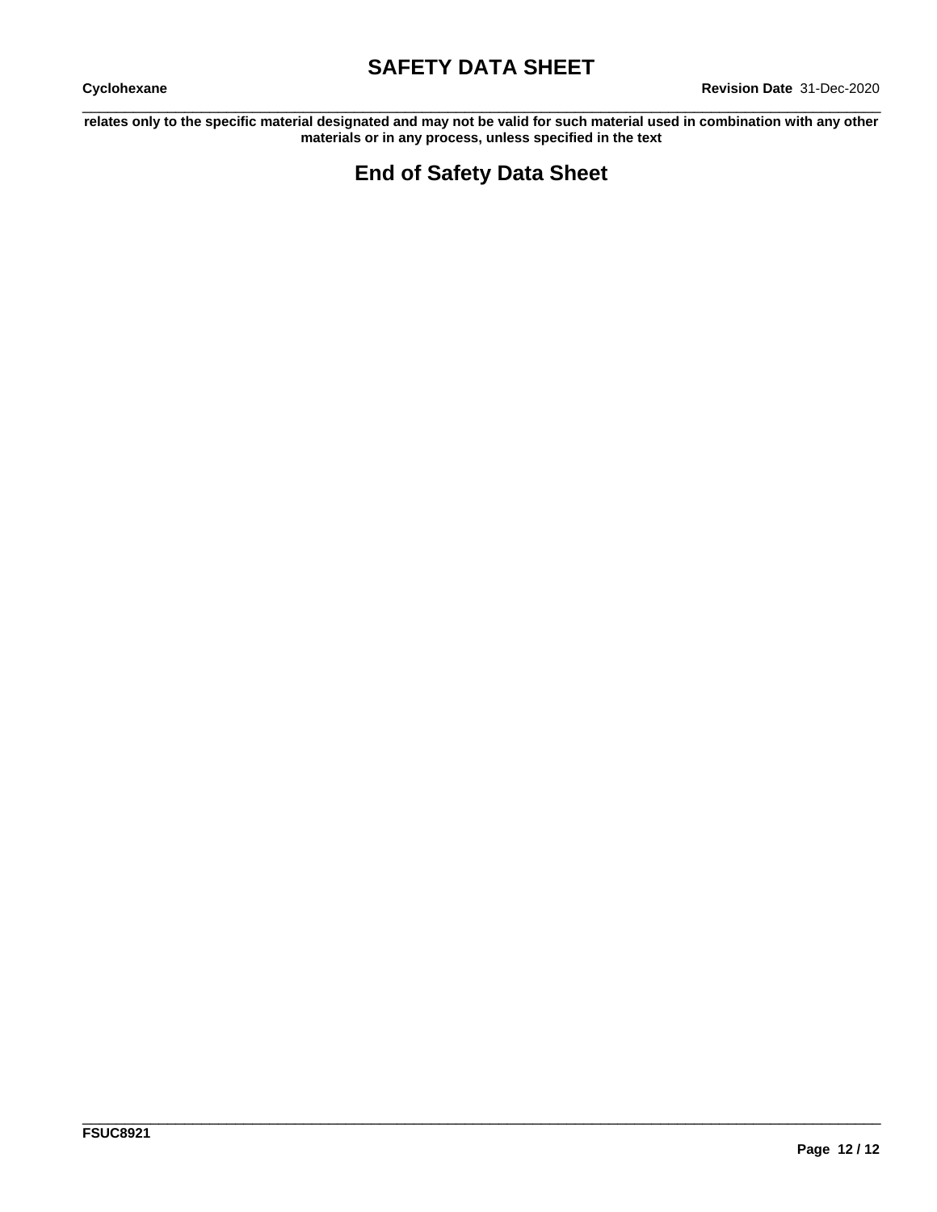**relates only to the specific material designated and may not be valid for such material used in combination with any other materials or in any process, unless specified in the text**

## End of Safety Data Sheet